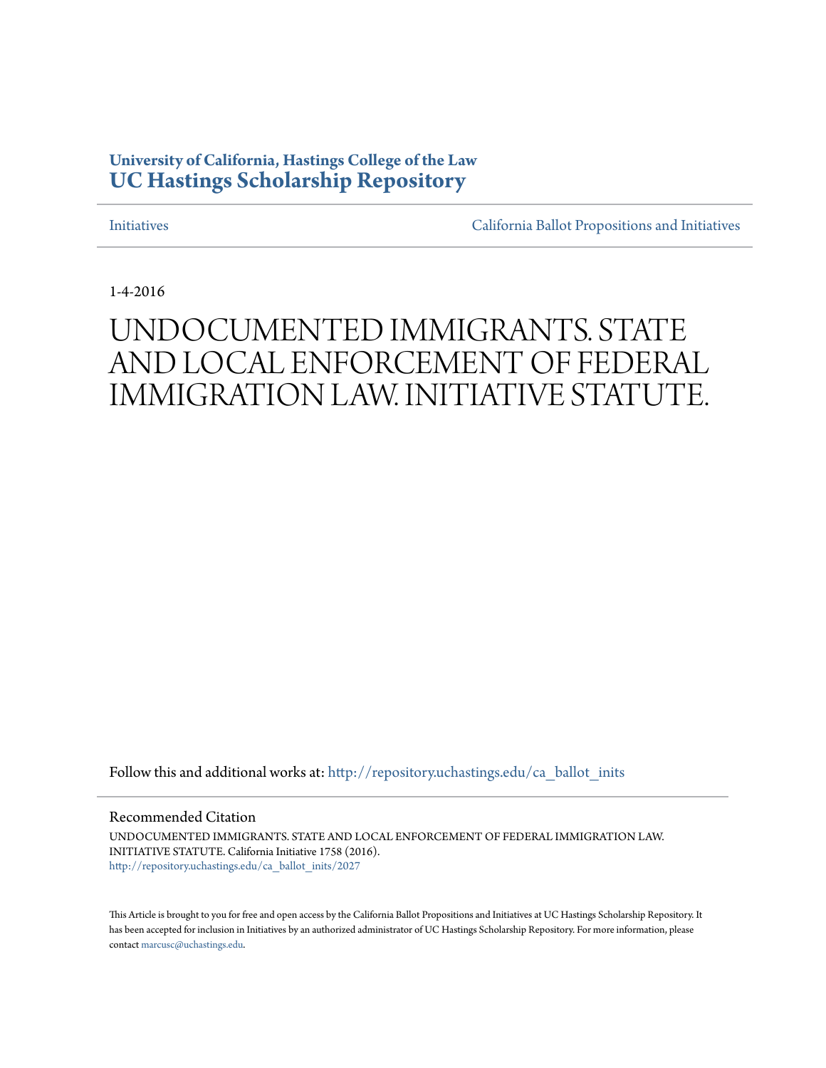University of California, Hastings College of the Law
**UC Hastings Scholarship Repository**

Initiatives | California Ballot Propositions and Initiatives

1-4-2016

# UNDOCUMENTED IMMIGRANTS. STATE AND LOCAL ENFORCEMENT OF FEDERAL IMMIGRATION LAW. INITIATIVE STATUTE.

Follow this and additional works at: http://repository.uchastings.edu/ca_ballot_inits

Recommended Citation

UNDOCUMENTED IMMIGRANTS. STATE AND LOCAL ENFORCEMENT OF FEDERAL IMMIGRATION LAW. INITIATIVE STATUTE. California Initiative 1758 (2016).
http://repository.uchastings.edu/ca_ballot_inits/2027

This Article is brought to you for free and open access by the California Ballot Propositions and Initiatives at UC Hastings Scholarship Repository. It has been accepted for inclusion in Initiatives by an authorized administrator of UC Hastings Scholarship Repository. For more information, please contact marcusc@uchastings.edu.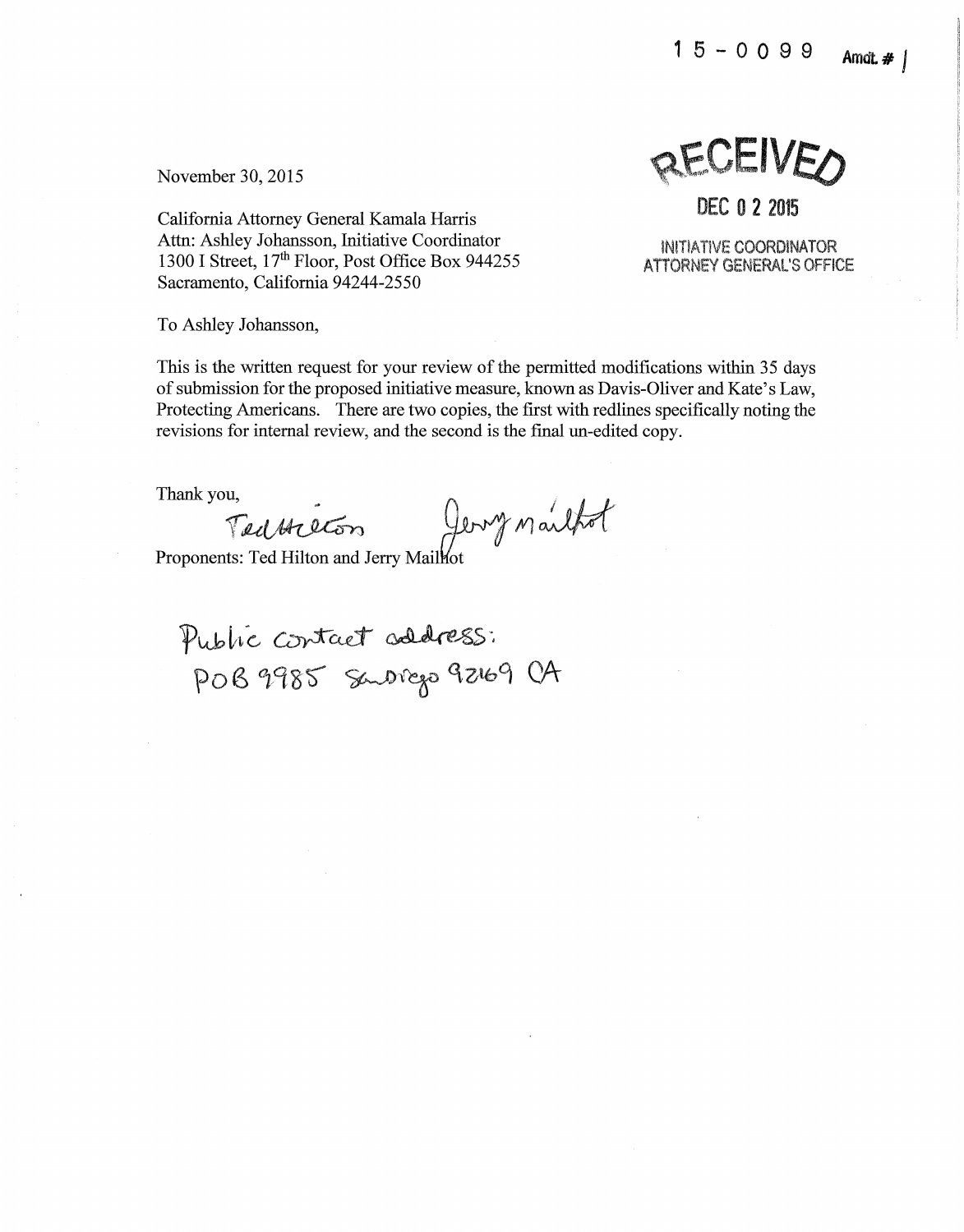15-0099 Amdt. # 1

November 30, 2015

**RECEIVED**

**DEC 0 2 2015**

INITIATIVE COORDINATOR
ATTORNEY GENERAL'S OFFICE

California Attorney General Kamala Harris
Attn: Ashley Johansson, Initiative Coordinator
1300 I Street, 17th Floor, Post Office Box 944255
Sacramento, California 94244-2550

To Ashley Johansson,

This is the written request for your review of the permitted modifications within 35 days of submission for the proposed initiative measure, known as Davis-Oliver and Kate's Law, Protecting Americans. There are two copies, the first with redlines specifically noting the revisions for internal review, and the second is the final un-edited copy.

Thank you,

Ted Hilton    Jerry Mailhot

Proponents: Ted Hilton and Jerry Mailhot

Public contact address:
POB 9985 San Diego 92169 CA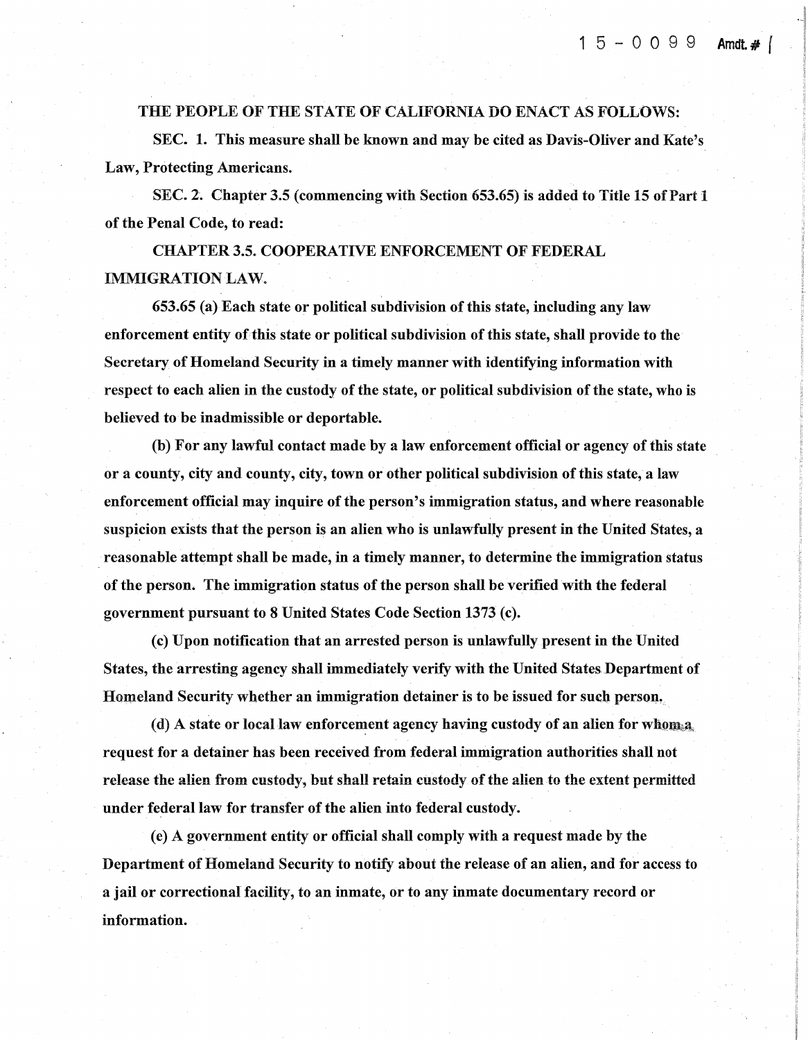15-0099 Amdt. # 1

**THE PEOPLE OF THE STATE OF CALIFORNIA DO ENACT AS FOLLOWS:**

**SEC. 1. This measure shall be known and may be cited as Davis-Oliver and Kate's Law, Protecting Americans.**

**SEC. 2. Chapter 3.5 (commencing with Section 653.65) is added to Title 15 of Part 1 of the Penal Code, to read:**

**CHAPTER 3.5. COOPERATIVE ENFORCEMENT OF FEDERAL IMMIGRATION LAW.**

**653.65 (a) Each state or political subdivision of this state, including any law enforcement entity of this state or political subdivision of this state, shall provide to the Secretary of Homeland Security in a timely manner with identifying information with respect to each alien in the custody of the state, or political subdivision of the state, who is believed to be inadmissible or deportable.**

**(b) For any lawful contact made by a law enforcement official or agency of this state or a county, city and county, city, town or other political subdivision of this state, a law enforcement official may inquire of the person's immigration status, and where reasonable suspicion exists that the person is an alien who is unlawfully present in the United States, a reasonable attempt shall be made, in a timely manner, to determine the immigration status of the person. The immigration status of the person shall be verified with the federal government pursuant to 8 United States Code Section 1373 (c).**

**(c) Upon notification that an arrested person is unlawfully present in the United States, the arresting agency shall immediately verify with the United States Department of Homeland Security whether an immigration detainer is to be issued for such person.**

**(d) A state or local law enforcement agency having custody of an alien for whom a request for a detainer has been received from federal immigration authorities shall not release the alien from custody, but shall retain custody of the alien to the extent permitted under federal law for transfer of the alien into federal custody.**

**(e) A government entity or official shall comply with a request made by the Department of Homeland Security to notify about the release of an alien, and for access to a jail or correctional facility, to an inmate, or to any inmate documentary record or information.**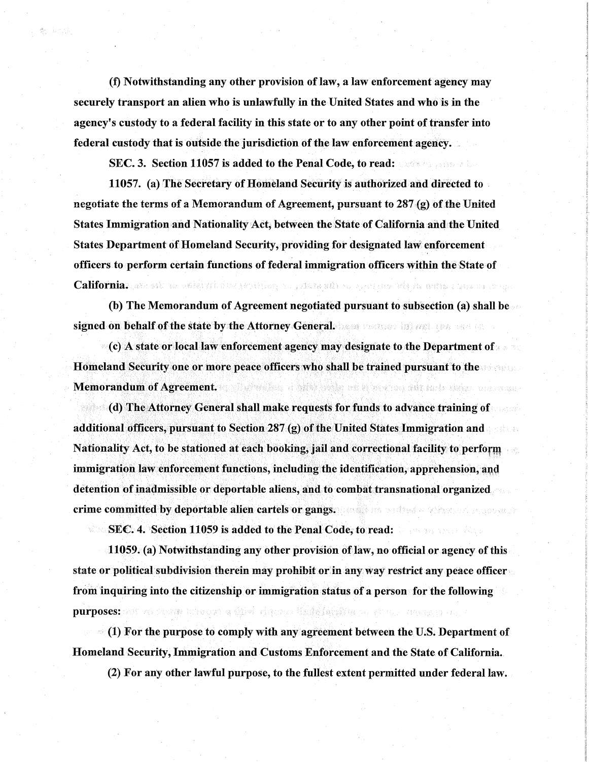**(f) Notwithstanding any other provision of law, a law enforcement agency may securely transport an alien who is unlawfully in the United States and who is in the agency's custody to a federal facility in this state or to any other point of transfer into federal custody that is outside the jurisdiction of the law enforcement agency.**

**SEC. 3. Section 11057 is added to the Penal Code, to read:**

**11057. (a) The Secretary of Homeland Security is authorized and directed to negotiate the terms of a Memorandum of Agreement, pursuant to 287 (g) of the United States Immigration and Nationality Act, between the State of California and the United States Department of Homeland Security, providing for designated law enforcement officers to perform certain functions of federal immigration officers within the State of California.**

**(b) The Memorandum of Agreement negotiated pursuant to subsection (a) shall be signed on behalf of the state by the Attorney General.**

**(c) A state or local law enforcement agency may designate to the Department of Homeland Security one or more peace officers who shall be trained pursuant to the Memorandum of Agreement.**

**(d) The Attorney General shall make requests for funds to advance training of additional officers, pursuant to Section 287 (g) of the United States Immigration and Nationality Act, to be stationed at each booking, jail and correctional facility to perform immigration law enforcement functions, including the identification, apprehension, and detention of inadmissible or deportable aliens, and to combat transnational organized crime committed by deportable alien cartels or gangs.**

**SEC. 4. Section 11059 is added to the Penal Code, to read:**

**11059. (a) Notwithstanding any other provision of law, no official or agency of this state or political subdivision therein may prohibit or in any way restrict any peace officer from inquiring into the citizenship or immigration status of a person for the following purposes:**

**(1) For the purpose to comply with any agreement between the U.S. Department of Homeland Security, Immigration and Customs Enforcement and the State of California.**

**(2) For any other lawful purpose, to the fullest extent permitted under federal law.**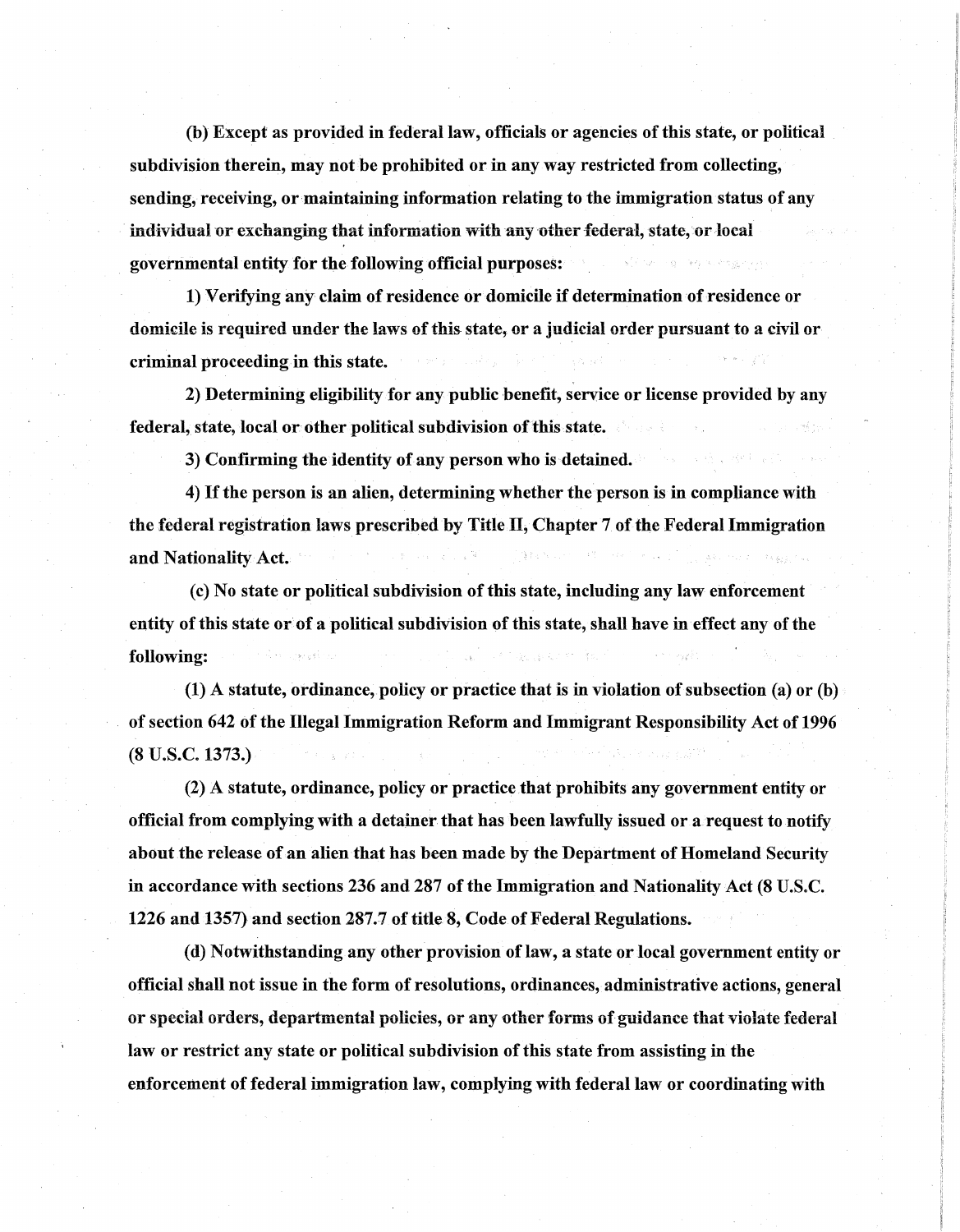**(b) Except as provided in federal law, officials or agencies of this state, or political subdivision therein, may not be prohibited or in any way restricted from collecting, sending, receiving, or maintaining information relating to the immigration status of any individual or exchanging that information with any other federal, state, or local governmental entity for the following official purposes:**

**1) Verifying any claim of residence or domicile if determination of residence or domicile is required under the laws of this state, or a judicial order pursuant to a civil or criminal proceeding in this state.**

**2) Determining eligibility for any public benefit, service or license provided by any federal, state, local or other political subdivision of this state.**

**3) Confirming the identity of any person who is detained.**

**4) If the person is an alien, determining whether the person is in compliance with the federal registration laws prescribed by Title II, Chapter 7 of the Federal Immigration and Nationality Act.**

**(c) No state or political subdivision of this state, including any law enforcement entity of this state or of a political subdivision of this state, shall have in effect any of the following:**

**(1) A statute, ordinance, policy or practice that is in violation of subsection (a) or (b) of section 642 of the Illegal Immigration Reform and Immigrant Responsibility Act of 1996 (8 U.S.C. 1373.)**

**(2) A statute, ordinance, policy or practice that prohibits any government entity or official from complying with a detainer that has been lawfully issued or a request to notify about the release of an alien that has been made by the Department of Homeland Security in accordance with sections 236 and 287 of the Immigration and Nationality Act (8 U.S.C. 1226 and 1357) and section 287.7 of title 8, Code of Federal Regulations.**

**(d) Notwithstanding any other provision of law, a state or local government entity or official shall not issue in the form of resolutions, ordinances, administrative actions, general or special orders, departmental policies, or any other forms of guidance that violate federal law or restrict any state or political subdivision of this state from assisting in the enforcement of federal immigration law, complying with federal law or coordinating with**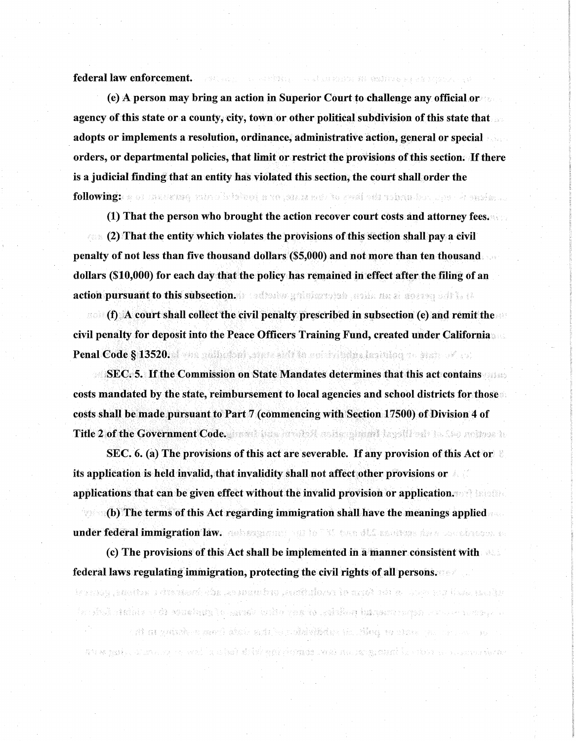**federal law enforcement.**

**(e) A person may bring an action in Superior Court to challenge any official or agency of this state or a county, city, town or other political subdivision of this state that adopts or implements a resolution, ordinance, administrative action, general or special orders, or departmental policies, that limit or restrict the provisions of this section. If there is a judicial finding that an entity has violated this section, the court shall order the following:**

**(1) That the person who brought the action recover court costs and attorney fees.**

**(2) That the entity which violates the provisions of this section shall pay a civil penalty of not less than five thousand dollars ($5,000) and not more than ten thousand dollars ($10,000) for each day that the policy has remained in effect after the filing of an action pursuant to this subsection.**

**(f) A court shall collect the civil penalty prescribed in subsection (e) and remit the civil penalty for deposit into the Peace Officers Training Fund, created under California Penal Code § 13520.**

**SEC. 5. If the Commission on State Mandates determines that this act contains costs mandated by the state, reimbursement to local agencies and school districts for those costs shall be made pursuant to Part 7 (commencing with Section 17500) of Division 4 of Title 2 of the Government Code.**

**SEC. 6. (a) The provisions of this act are severable. If any provision of this Act or its application is held invalid, that invalidity shall not affect other provisions or applications that can be given effect without the invalid provision or application.**

**(b) The terms of this Act regarding immigration shall have the meanings applied under federal immigration law.**

**(c) The provisions of this Act shall be implemented in a manner consistent with federal laws regulating immigration, protecting the civil rights of all persons.**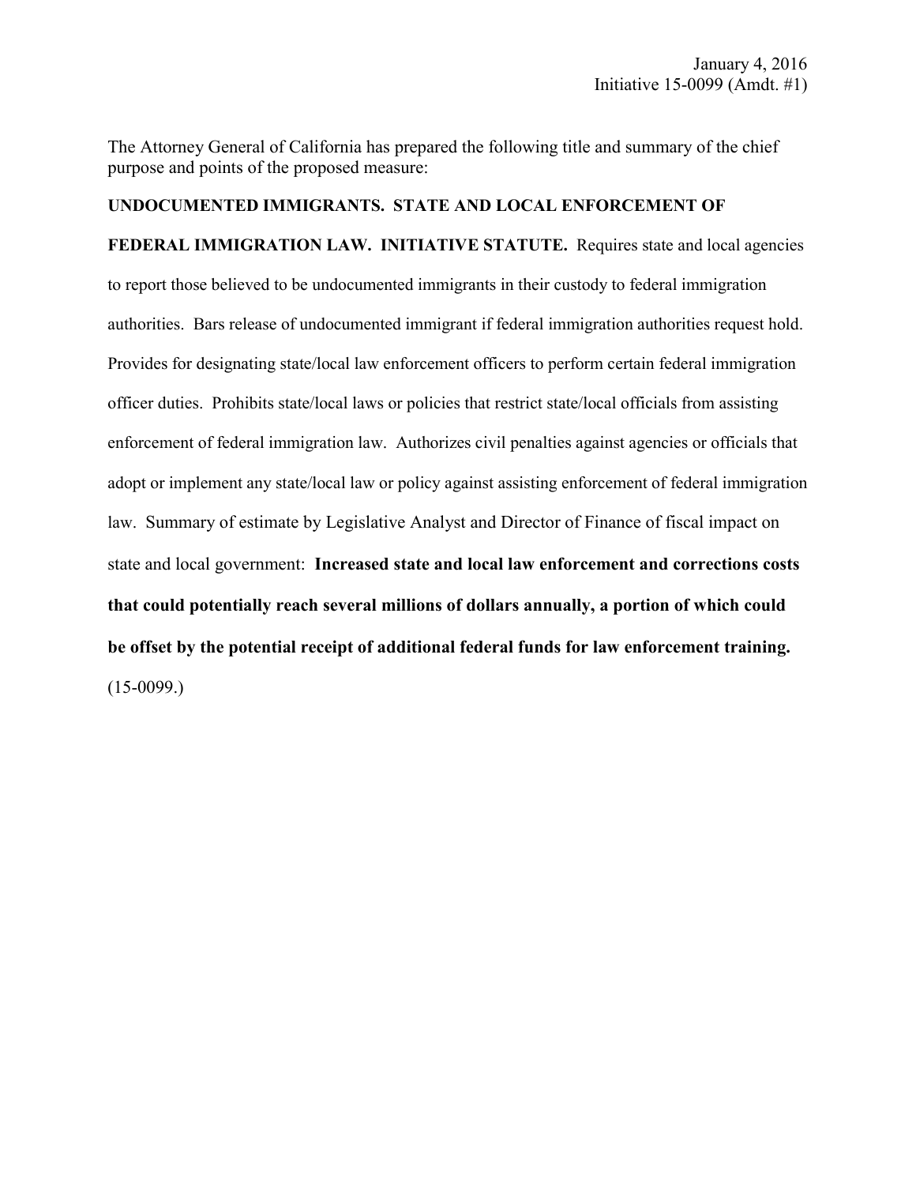January 4, 2016
Initiative 15-0099 (Amdt. #1)

The Attorney General of California has prepared the following title and summary of the chief purpose and points of the proposed measure:

**UNDOCUMENTED IMMIGRANTS. STATE AND LOCAL ENFORCEMENT OF FEDERAL IMMIGRATION LAW. INITIATIVE STATUTE.** Requires state and local agencies to report those believed to be undocumented immigrants in their custody to federal immigration authorities. Bars release of undocumented immigrant if federal immigration authorities request hold. Provides for designating state/local law enforcement officers to perform certain federal immigration officer duties. Prohibits state/local laws or policies that restrict state/local officials from assisting enforcement of federal immigration law. Authorizes civil penalties against agencies or officials that adopt or implement any state/local law or policy against assisting enforcement of federal immigration law. Summary of estimate by Legislative Analyst and Director of Finance of fiscal impact on state and local government: **Increased state and local law enforcement and corrections costs that could potentially reach several millions of dollars annually, a portion of which could be offset by the potential receipt of additional federal funds for law enforcement training.** (15-0099.)